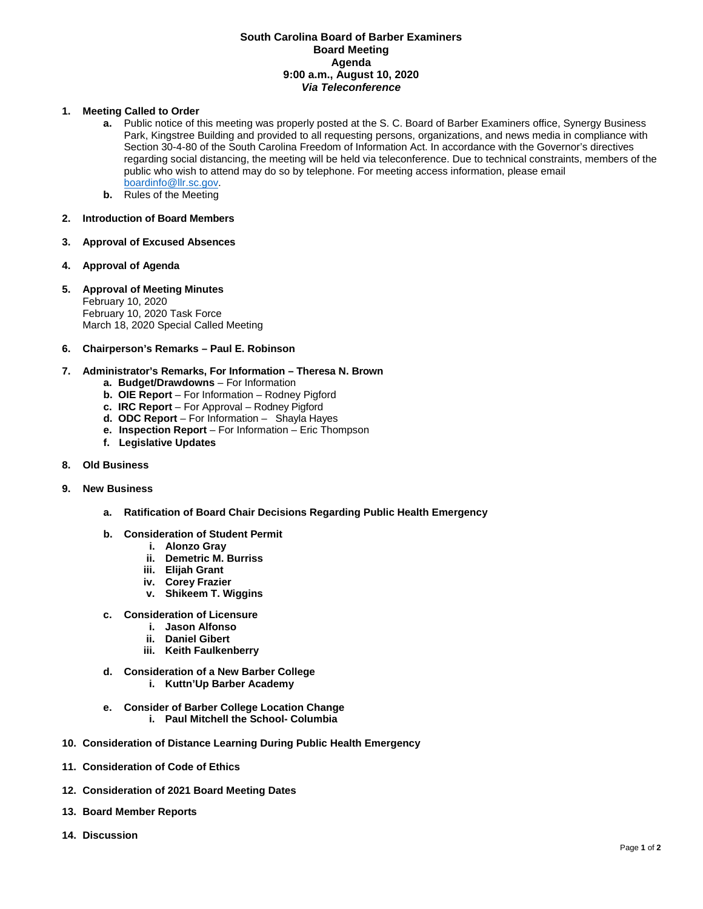# South Carolina Board of Barber Examiners
## Board Meeting
## Agenda
## 9:00 a.m., August 10, 2020
## *Via Teleconference*

1. **Meeting Called to Order**
   - **a.** Public notice of this meeting was properly posted at the S. C. Board of Barber Examiners office, Synergy Business Park, Kingstree Building and provided to all requesting persons, organizations, and news media in compliance with Section 30-4-80 of the South Carolina Freedom of Information Act. In accordance with the Governor's directives regarding social distancing, the meeting will be held via teleconference. Due to technical constraints, members of the public who wish to attend may do so by telephone. For meeting access information, please email boardinfo@llr.sc.gov.
   - **b.** Rules of the Meeting

2. **Introduction of Board Members**

3. **Approval of Excused Absences**

4. **Approval of Agenda**

5. **Approval of Meeting Minutes**
   February 10, 2020
   February 10, 2020 Task Force
   March 18, 2020 Special Called Meeting

6. **Chairperson's Remarks – Paul E. Robinson**

7. **Administrator's Remarks, For Information – Theresa N. Brown**
   - **a. Budget/Drawdowns** – For Information
   - **b. OIE Report** – For Information – Rodney Pigford
   - **c. IRC Report** – For Approval – Rodney Pigford
   - **d. ODC Report** – For Information – Shayla Hayes
   - **e. Inspection Report** – For Information – Eric Thompson
   - **f. Legislative Updates**

8. **Old Business**

9. **New Business**
   - **a. Ratification of Board Chair Decisions Regarding Public Health Emergency**
   - **b. Consideration of Student Permit**
     - **i. Alonzo Gray**
     - **ii. Demetric M. Burriss**
     - **iii. Elijah Grant**
     - **iv. Corey Frazier**
     - **v. Shikeem T. Wiggins**
   - **c. Consideration of Licensure**
     - **i. Jason Alfonso**
     - **ii. Daniel Gibert**
     - **iii. Keith Faulkenberry**
   - **d. Consideration of a New Barber College**
     - **i. Kuttn'Up Barber Academy**
   - **e. Consider of Barber College Location Change**
     - **i. Paul Mitchell the School- Columbia**

10. **Consideration of Distance Learning During Public Health Emergency**

11. **Consideration of Code of Ethics**

12. **Consideration of 2021 Board Meeting Dates**

13. **Board Member Reports**

14. **Discussion**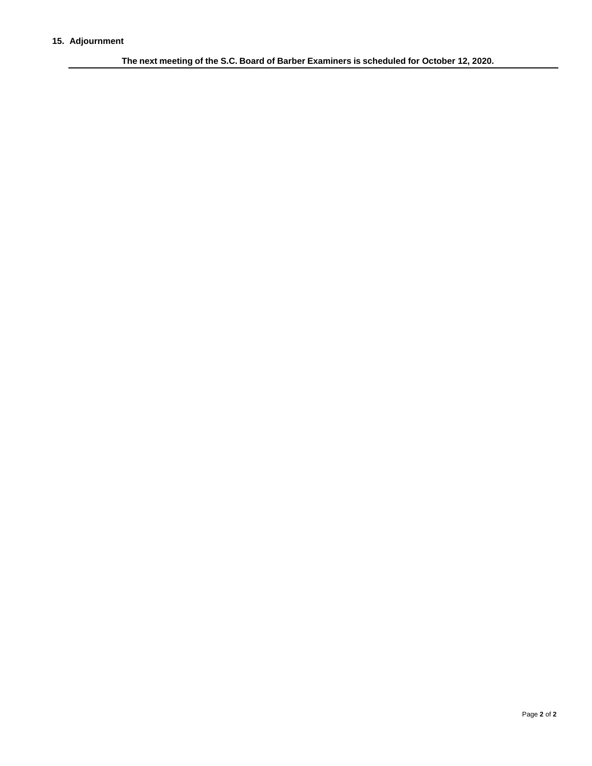**15. Adjournment**

**The next meeting of the S.C. Board of Barber Examiners is scheduled for October 12, 2020.**

---